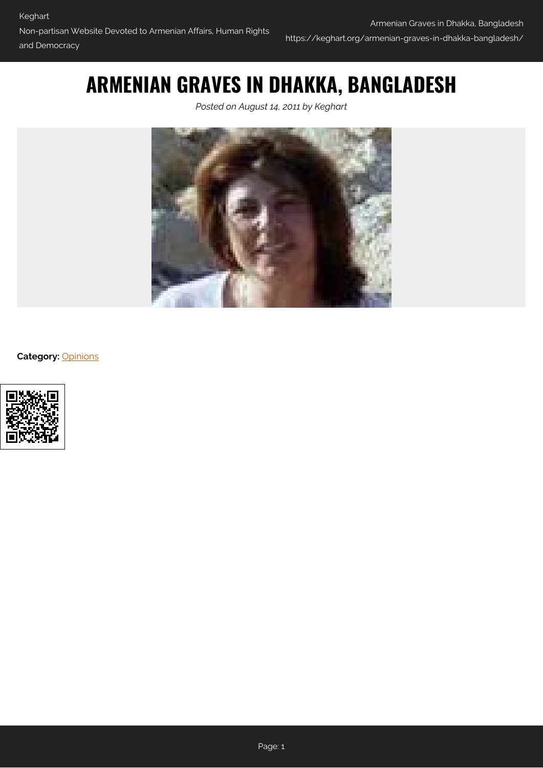# ARMENIAN GRAVES IN DHAKKA, BANGLADESH

*Posted on August 14, 2011 by Keghart*

**Category:** Opinions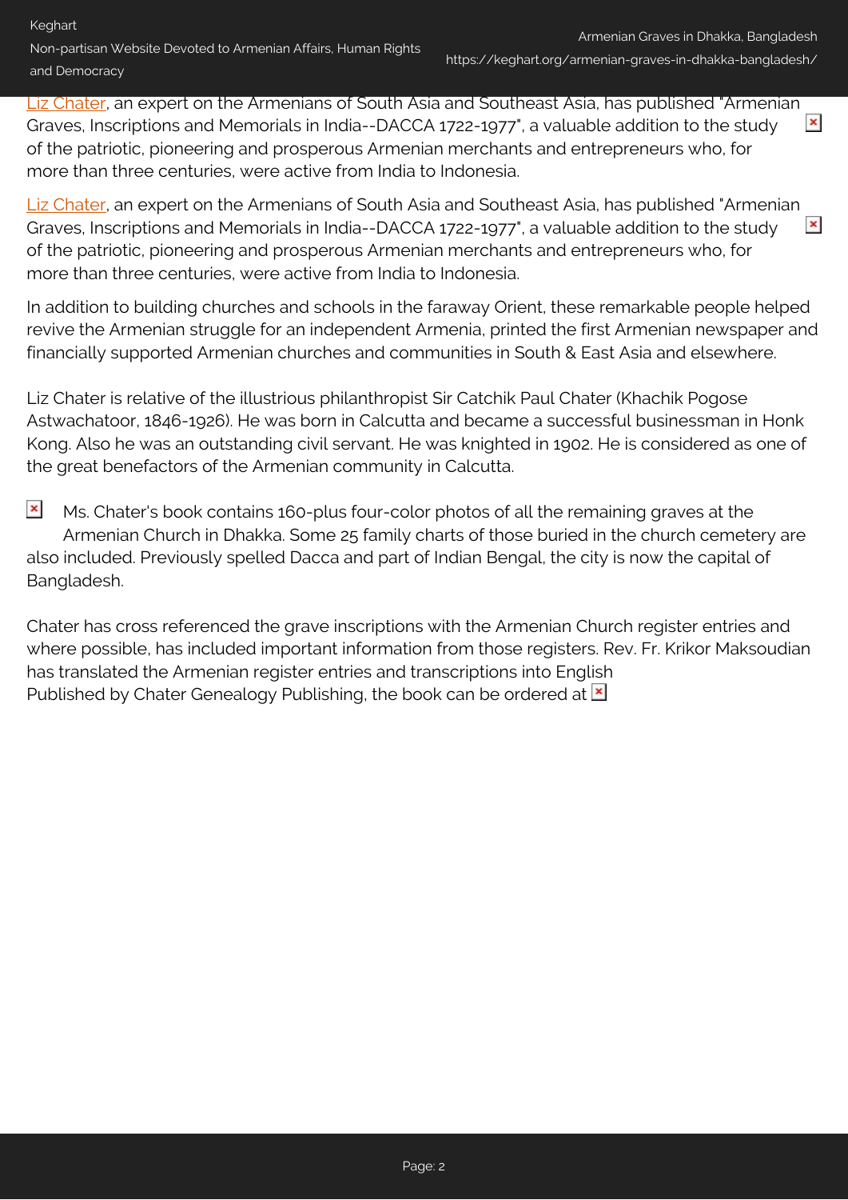Liz Chater, an expert on the Armenians of South Asia and Southeast Asia, has published "Armenian Graves, Inscriptions and Memorials in India--DACCA 1722-1977", a valuable addition to the study of the patriotic, pioneering and prosperous Armenian merchants and entrepreneurs who, for more than three centuries, were active from India to Indonesia.

Liz Chater, an expert on the Armenians of South Asia and Southeast Asia, has published "Armenian Graves, Inscriptions and Memorials in India--DACCA 1722-1977", a valuable addition to the study of the patriotic, pioneering and prosperous Armenian merchants and entrepreneurs who, for more than three centuries, were active from India to Indonesia.

In addition to building churches and schools in the faraway Orient, these remarkable people helped revive the Armenian struggle for an independent Armenia, printed the first Armenian newspaper and financially supported Armenian churches and communities in South & East Asia and elsewhere.

Liz Chater is relative of the illustrious philanthropist Sir Catchik Paul Chater (Khachik Pogose Astwachatoor, 1846-1926). He was born in Calcutta and became a successful businessman in Honk Kong. Also he was an outstanding civil servant. He was knighted in 1902. He is considered as one of the great benefactors of the Armenian community in Calcutta.

Ms. Chater's book contains 160-plus four-color photos of all the remaining graves at the Armenian Church in Dhakka. Some 25 family charts of those buried in the church cemetery are also included. Previously spelled Dacca and part of Indian Bengal, the city is now the capital of Bangladesh.

Chater has cross referenced the grave inscriptions with the Armenian Church register entries and where possible, has included important information from those registers. Rev. Fr. Krikor Maksoudian has translated the Armenian register entries and transcriptions into English
Published by Chater Genealogy Publishing, the book can be ordered at